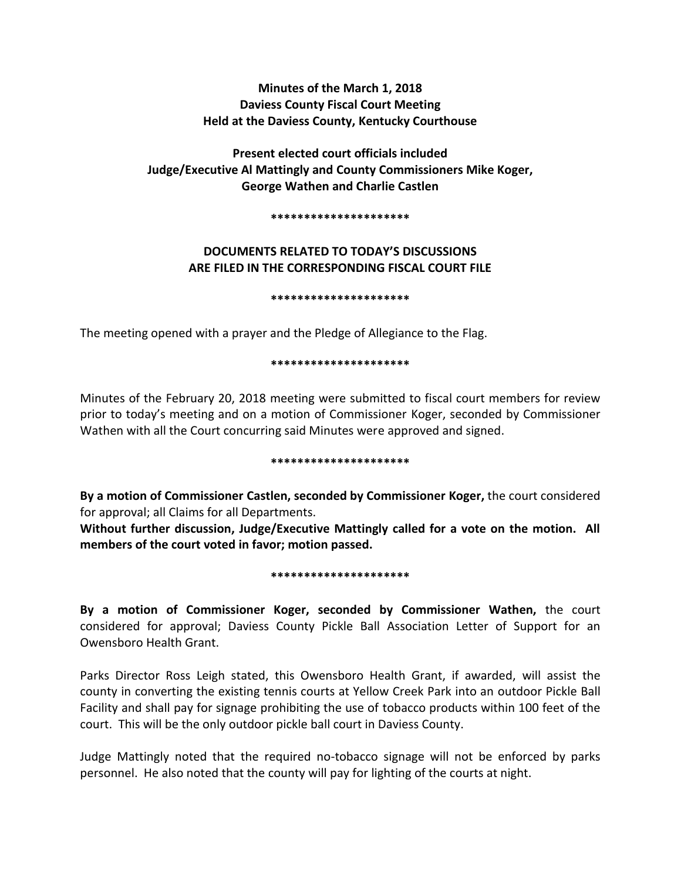**Minutes of the March 1, 2018**
**Daviess County Fiscal Court Meeting**
**Held at the Daviess County, Kentucky Courthouse**

**Present elected court officials included**
**Judge/Executive Al Mattingly and County Commissioners Mike Koger,**
**George Wathen and Charlie Castlen**

*********************

**DOCUMENTS RELATED TO TODAY'S DISCUSSIONS**
**ARE FILED IN THE CORRESPONDING FISCAL COURT FILE**

*********************

The meeting opened with a prayer and the Pledge of Allegiance to the Flag.

*********************

Minutes of the February 20, 2018 meeting were submitted to fiscal court members for review prior to today's meeting and on a motion of Commissioner Koger, seconded by Commissioner Wathen with all the Court concurring said Minutes were approved and signed.

*********************

**By a motion of Commissioner Castlen, seconded by Commissioner Koger,** the court considered for approval; all Claims for all Departments.

**Without further discussion, Judge/Executive Mattingly called for a vote on the motion. All members of the court voted in favor; motion passed.**

*********************

**By a motion of Commissioner Koger, seconded by Commissioner Wathen,** the court considered for approval; Daviess County Pickle Ball Association Letter of Support for an Owensboro Health Grant.

Parks Director Ross Leigh stated, this Owensboro Health Grant, if awarded, will assist the county in converting the existing tennis courts at Yellow Creek Park into an outdoor Pickle Ball Facility and shall pay for signage prohibiting the use of tobacco products within 100 feet of the court. This will be the only outdoor pickle ball court in Daviess County.

Judge Mattingly noted that the required no-tobacco signage will not be enforced by parks personnel. He also noted that the county will pay for lighting of the courts at night.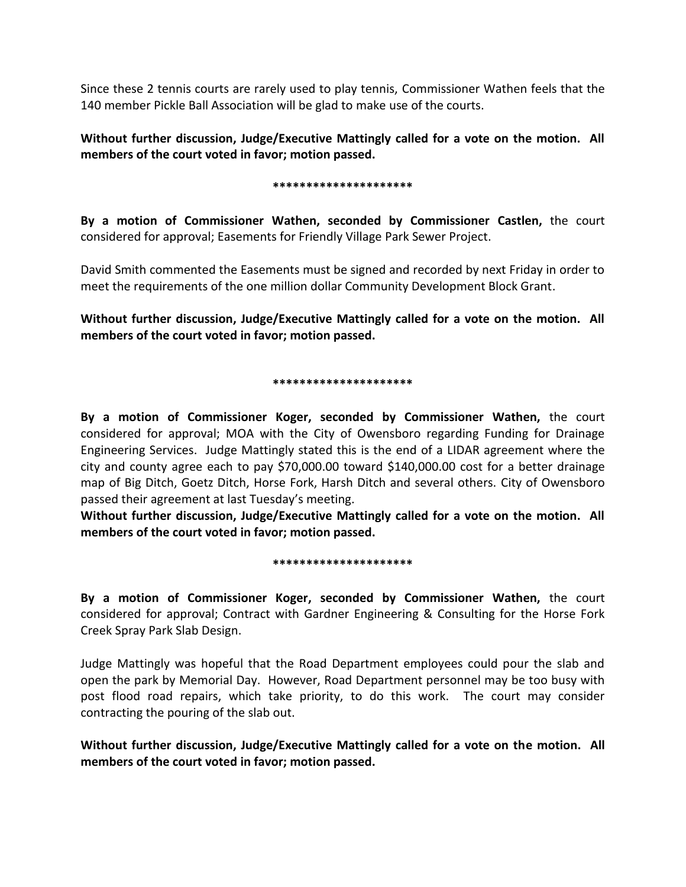Since these 2 tennis courts are rarely used to play tennis, Commissioner Wathen feels that the 140 member Pickle Ball Association will be glad to make use of the courts.

**Without further discussion, Judge/Executive Mattingly called for a vote on the motion. All members of the court voted in favor; motion passed.**

**********************

**By a motion of Commissioner Wathen, seconded by Commissioner Castlen,** the court considered for approval; Easements for Friendly Village Park Sewer Project.

David Smith commented the Easements must be signed and recorded by next Friday in order to meet the requirements of the one million dollar Community Development Block Grant.

**Without further discussion, Judge/Executive Mattingly called for a vote on the motion. All members of the court voted in favor; motion passed.**

**********************

**By a motion of Commissioner Koger, seconded by Commissioner Wathen,** the court considered for approval; MOA with the City of Owensboro regarding Funding for Drainage Engineering Services. Judge Mattingly stated this is the end of a LIDAR agreement where the city and county agree each to pay $70,000.00 toward $140,000.00 cost for a better drainage map of Big Ditch, Goetz Ditch, Horse Fork, Harsh Ditch and several others. City of Owensboro passed their agreement at last Tuesday's meeting.

**Without further discussion, Judge/Executive Mattingly called for a vote on the motion. All members of the court voted in favor; motion passed.**

**********************

**By a motion of Commissioner Koger, seconded by Commissioner Wathen,** the court considered for approval; Contract with Gardner Engineering & Consulting for the Horse Fork Creek Spray Park Slab Design.

Judge Mattingly was hopeful that the Road Department employees could pour the slab and open the park by Memorial Day. However, Road Department personnel may be too busy with post flood road repairs, which take priority, to do this work. The court may consider contracting the pouring of the slab out.

**Without further discussion, Judge/Executive Mattingly called for a vote on the motion. All members of the court voted in favor; motion passed.**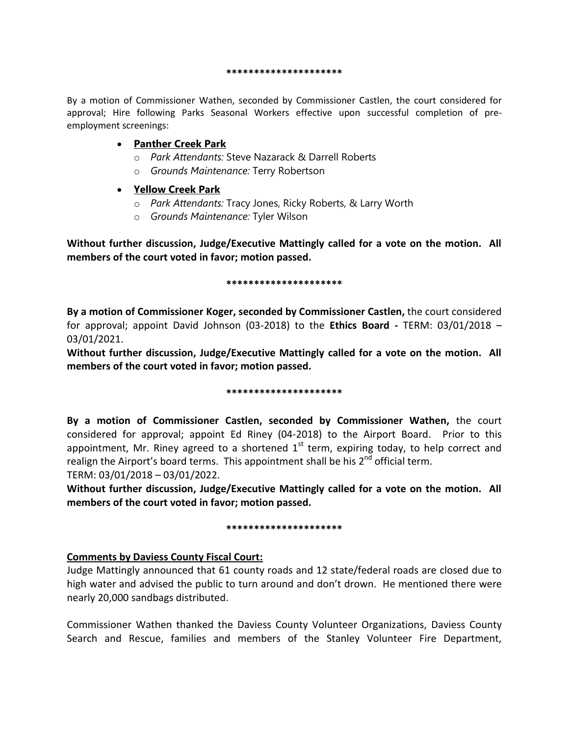*********************

By a motion of Commissioner Wathen, seconded by Commissioner Castlen, the court considered for approval; Hire following Parks Seasonal Workers effective upon successful completion of pre-employment screenings:

- **Panther Creek Park**
  - *Park Attendants:* Steve Nazarack & Darrell Roberts
  - *Grounds Maintenance:* Terry Robertson
- **Yellow Creek Park**
  - *Park Attendants:* Tracy Jones, Ricky Roberts, & Larry Worth
  - *Grounds Maintenance:* Tyler Wilson

**Without further discussion, Judge/Executive Mattingly called for a vote on the motion. All members of the court voted in favor; motion passed.**

*********************

**By a motion of Commissioner Koger, seconded by Commissioner Castlen,** the court considered for approval; appoint David Johnson (03-2018) to the **Ethics Board -** TERM: 03/01/2018 – 03/01/2021.

**Without further discussion, Judge/Executive Mattingly called for a vote on the motion. All members of the court voted in favor; motion passed.**

*********************

**By a motion of Commissioner Castlen, seconded by Commissioner Wathen,** the court considered for approval; appoint Ed Riney (04-2018) to the Airport Board. Prior to this appointment, Mr. Riney agreed to a shortened 1st term, expiring today, to help correct and realign the Airport's board terms. This appointment shall be his 2nd official term.
TERM: 03/01/2018 – 03/01/2022.

**Without further discussion, Judge/Executive Mattingly called for a vote on the motion. All members of the court voted in favor; motion passed.**

*********************

**Comments by Daviess County Fiscal Court:**

Judge Mattingly announced that 61 county roads and 12 state/federal roads are closed due to high water and advised the public to turn around and don't drown. He mentioned there were nearly 20,000 sandbags distributed.

Commissioner Wathen thanked the Daviess County Volunteer Organizations, Daviess County Search and Rescue, families and members of the Stanley Volunteer Fire Department,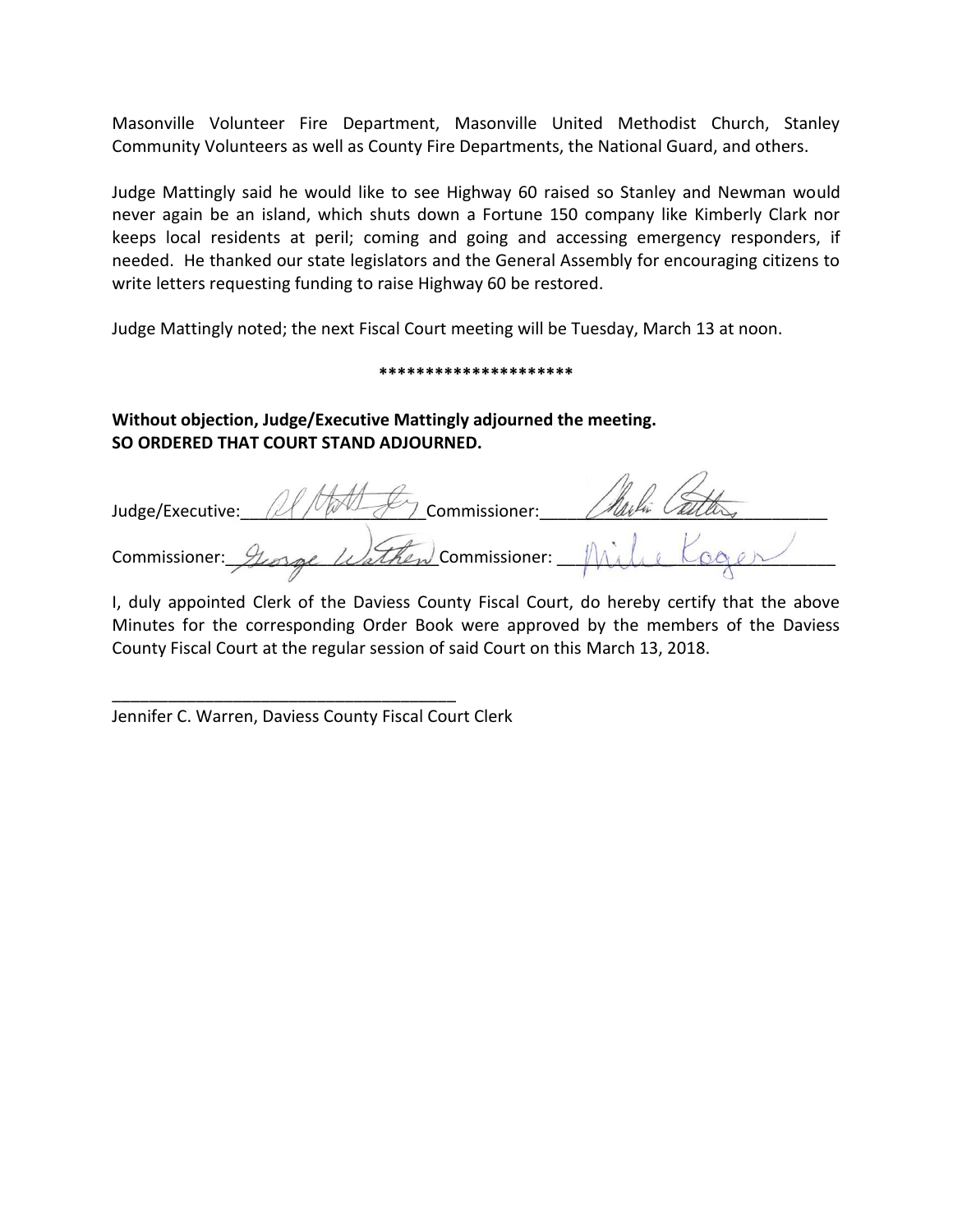Masonville Volunteer Fire Department, Masonville United Methodist Church, Stanley Community Volunteers as well as County Fire Departments, the National Guard, and others.

Judge Mattingly said he would like to see Highway 60 raised so Stanley and Newman would never again be an island, which shuts down a Fortune 150 company like Kimberly Clark nor keeps local residents at peril; coming and going and accessing emergency responders, if needed. He thanked our state legislators and the General Assembly for encouraging citizens to write letters requesting funding to raise Highway 60 be restored.

Judge Mattingly noted; the next Fiscal Court meeting will be Tuesday, March 13 at noon.

*********************

**Without objection, Judge/Executive Mattingly adjourned the meeting.**
**SO ORDERED THAT COURT STAND ADJOURNED.**

Judge/Executive:\_\_\_\_\_\_\_\_\_\_\_\_\_\_\_\_\_\_Commissioner:\_\_\_\_\_\_\_\_\_\_\_\_\_\_\_\_\_\_\_\_\_\_

Commissioner:\_\_\_\_\_\_\_\_\_\_\_\_\_\_\_\_\_\_Commissioner: \_\_\_\_\_\_\_\_\_\_\_\_\_\_\_\_\_\_\_\_\_\_

I, duly appointed Clerk of the Daviess County Fiscal Court, do hereby certify that the above Minutes for the corresponding Order Book were approved by the members of the Daviess County Fiscal Court at the regular session of said Court on this March 13, 2018.

\_\_\_\_\_\_\_\_\_\_\_\_\_\_\_\_\_\_\_\_\_\_\_\_\_\_\_\_\_\_\_\_\_\_\_\_

Jennifer C. Warren, Daviess County Fiscal Court Clerk